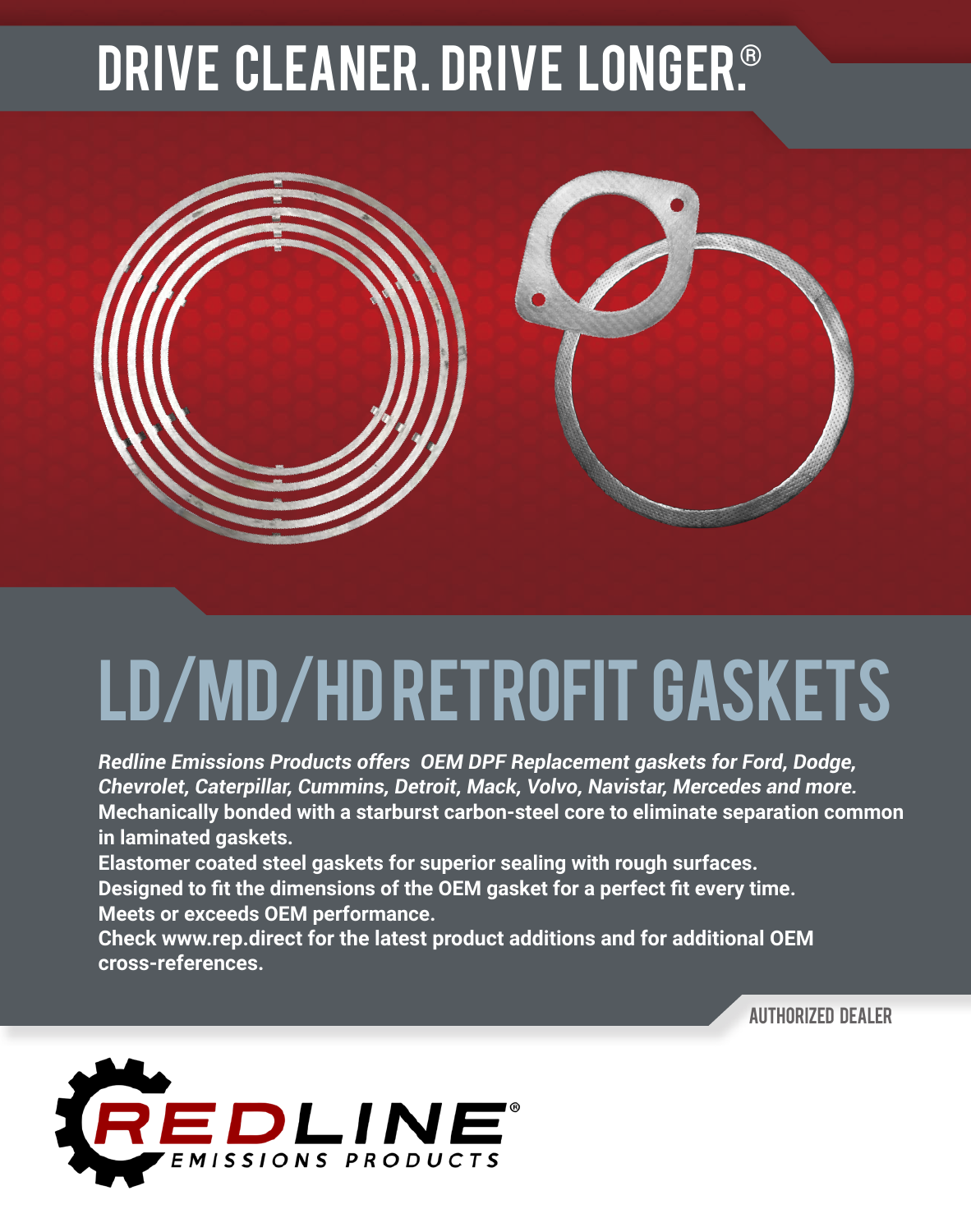# DRIVE CLEANER. DRIVE LONGER.®

# LD/MD/HD RETROFIT GASKETS

***Redline Emissions Products offers OEM DPF Replacement gaskets for Ford, Dodge, Chevrolet, Caterpillar, Cummins, Detroit, Mack, Volvo, Navistar, Mercedes and more.***

**Mechanically bonded with a starburst carbon-steel core to eliminate separation common in laminated gaskets.**

**Elastomer coated steel gaskets for superior sealing with rough surfaces.**

**Designed to fit the dimensions of the OEM gasket for a perfect fit every time.**

**Meets or exceeds OEM performance.**

**Check www.rep.direct for the latest product additions and for additional OEM cross-references.**

AUTHORIZED DEALER

REDLINE® EMISSIONS PRODUCTS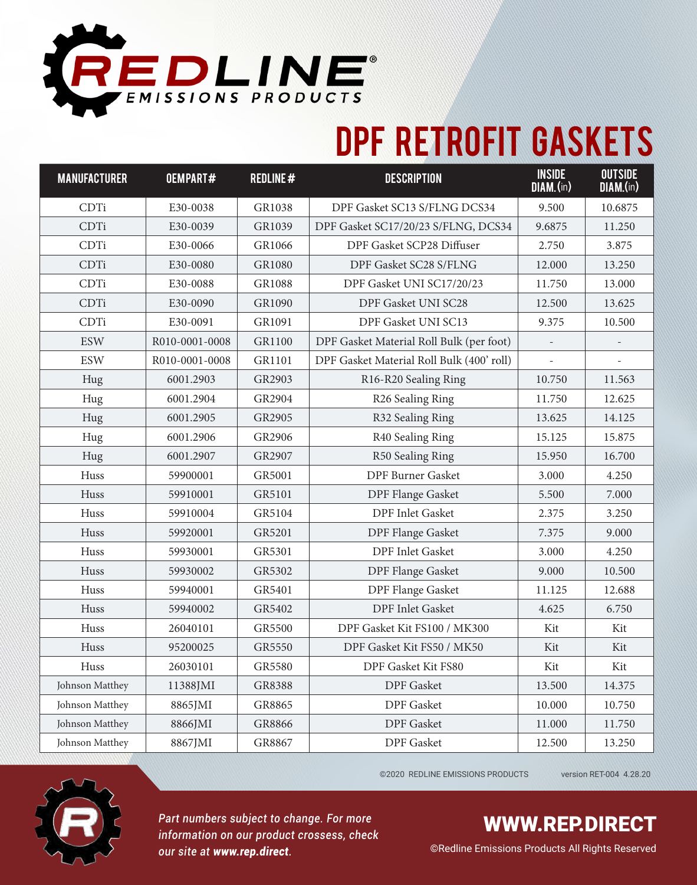# REDLINE® EMISSIONS PRODUCTS

## DPF RETROFIT GASKETS

| MANUFACTURER | OEMPART# | REDLINE# | DESCRIPTION | INSIDE DIAM. (in) | OUTSIDE DIAM. (in) |
|---|---|---|---|---|---|
| CDTi | E30-0038 | GR1038 | DPF Gasket SC13 S/FLNG DCS34 | 9.500 | 10.6875 |
| CDTi | E30-0039 | GR1039 | DPF Gasket SC17/20/23 S/FLNG, DCS34 | 9.6875 | 11.250 |
| CDTi | E30-0066 | GR1066 | DPF Gasket SCP28 Diffuser | 2.750 | 3.875 |
| CDTi | E30-0080 | GR1080 | DPF Gasket SC28 S/FLNG | 12.000 | 13.250 |
| CDTi | E30-0088 | GR1088 | DPF Gasket UNI SC17/20/23 | 11.750 | 13.000 |
| CDTi | E30-0090 | GR1090 | DPF Gasket UNI SC28 | 12.500 | 13.625 |
| CDTi | E30-0091 | GR1091 | DPF Gasket UNI SC13 | 9.375 | 10.500 |
| ESW | R010-0001-0008 | GR1100 | DPF Gasket Material Roll Bulk (per foot) | - | - |
| ESW | R010-0001-0008 | GR1101 | DPF Gasket Material Roll Bulk (400' roll) | - | - |
| Hug | 6001.2903 | GR2903 | R16-R20 Sealing Ring | 10.750 | 11.563 |
| Hug | 6001.2904 | GR2904 | R26 Sealing Ring | 11.750 | 12.625 |
| Hug | 6001.2905 | GR2905 | R32 Sealing Ring | 13.625 | 14.125 |
| Hug | 6001.2906 | GR2906 | R40 Sealing Ring | 15.125 | 15.875 |
| Hug | 6001.2907 | GR2907 | R50 Sealing Ring | 15.950 | 16.700 |
| Huss | 59900001 | GR5001 | DPF Burner Gasket | 3.000 | 4.250 |
| Huss | 59910001 | GR5101 | DPF Flange Gasket | 5.500 | 7.000 |
| Huss | 59910004 | GR5104 | DPF Inlet Gasket | 2.375 | 3.250 |
| Huss | 59920001 | GR5201 | DPF Flange Gasket | 7.375 | 9.000 |
| Huss | 59930001 | GR5301 | DPF Inlet Gasket | 3.000 | 4.250 |
| Huss | 59930002 | GR5302 | DPF Flange Gasket | 9.000 | 10.500 |
| Huss | 59940001 | GR5401 | DPF Flange Gasket | 11.125 | 12.688 |
| Huss | 59940002 | GR5402 | DPF Inlet Gasket | 4.625 | 6.750 |
| Huss | 26040101 | GR5500 | DPF Gasket Kit FS100 / MK300 | Kit | Kit |
| Huss | 95200025 | GR5550 | DPF Gasket Kit FS50 / MK50 | Kit | Kit |
| Huss | 26030101 | GR5580 | DPF Gasket Kit FS80 | Kit | Kit |
| Johnson Matthey | 11388JMI | GR8388 | DPF Gasket | 13.500 | 14.375 |
| Johnson Matthey | 8865JMI | GR8865 | DPF Gasket | 10.000 | 10.750 |
| Johnson Matthey | 8866JMI | GR8866 | DPF Gasket | 11.000 | 11.750 |
| Johnson Matthey | 8867JMI | GR8867 | DPF Gasket | 12.500 | 13.250 |

©2020 REDLINE EMISSIONS PRODUCTS version RET-004 4.28.20

*Part numbers subject to change. For more information on our product crosses, check our site at **www.rep.direct**.*

**WWW.REP.DIRECT**

©Redline Emissions Products All Rights Reserved